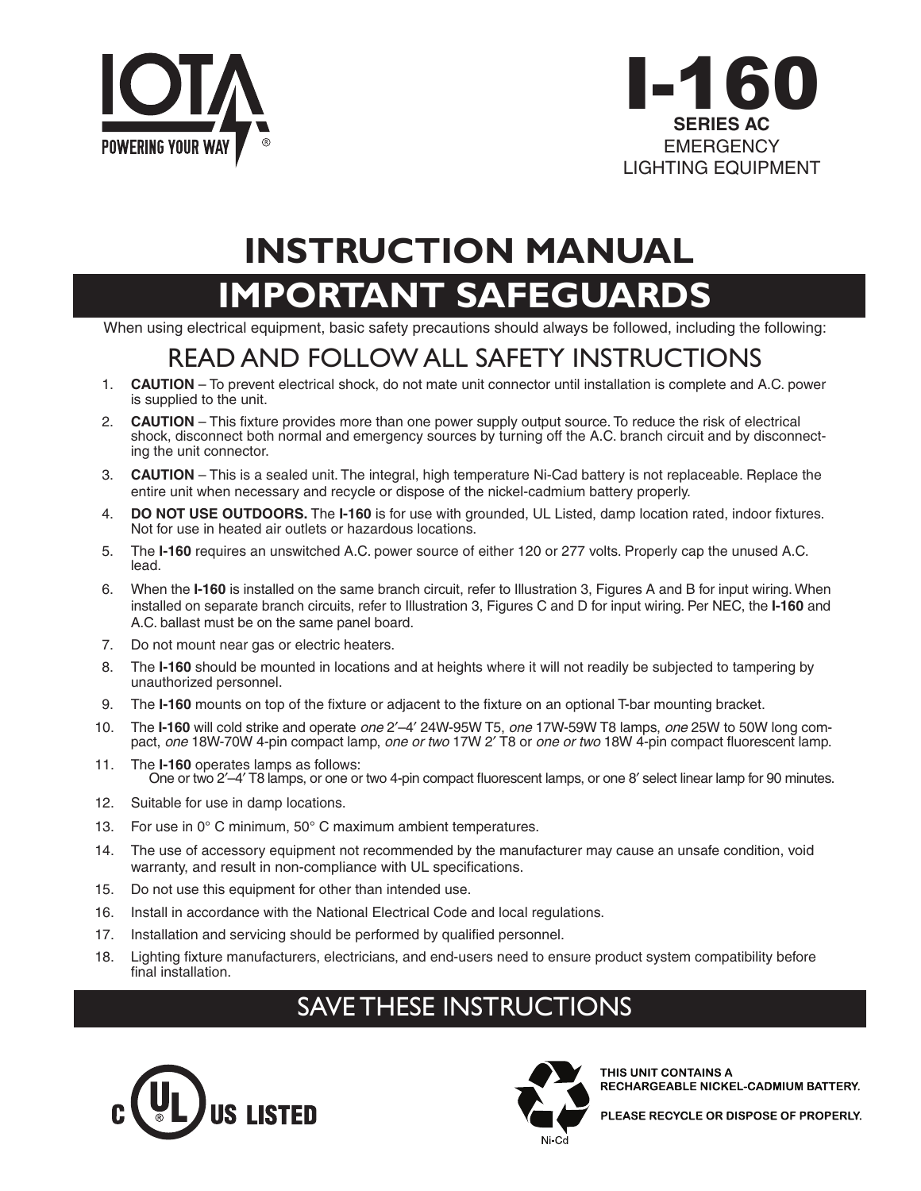IOTA

POWERING YOUR WAY ®

# I-160

**SERIES AC**

EMERGENCY LIGHTING EQUIPMENT

# INSTRUCTION MANUAL

# IMPORTANT SAFEGUARDS

When using electrical equipment, basic safety precautions should always be followed, including the following:

## READ AND FOLLOW ALL SAFETY INSTRUCTIONS

1. **CAUTION** – To prevent electrical shock, do not mate unit connector until installation is complete and A.C. power is supplied to the unit.
2. **CAUTION** – This fixture provides more than one power supply output source. To reduce the risk of electrical shock, disconnect both normal and emergency sources by turning off the A.C. branch circuit and by disconnecting the unit connector.
3. **CAUTION** – This is a sealed unit. The integral, high temperature Ni-Cad battery is not replaceable. Replace the entire unit when necessary and recycle or dispose of the nickel-cadmium battery properly.
4. **DO NOT USE OUTDOORS.** The **I-160** is for use with grounded, UL Listed, damp location rated, indoor fixtures. Not for use in heated air outlets or hazardous locations.
5. The **I-160** requires an unswitched A.C. power source of either 120 or 277 volts. Properly cap the unused A.C. lead.
6. When the **I-160** is installed on the same branch circuit, refer to Illustration 3, Figures A and B for input wiring. When installed on separate branch circuits, refer to Illustration 3, Figures C and D for input wiring. Per NEC, the **I-160** and A.C. ballast must be on the same panel board.
7. Do not mount near gas or electric heaters.
8. The **I-160** should be mounted in locations and at heights where it will not readily be subjected to tampering by unauthorized personnel.
9. The **I-160** mounts on top of the fixture or adjacent to the fixture on an optional T-bar mounting bracket.
10. The **I-160** will cold strike and operate *one* 2′–4′ 24W-95W T5, *one* 17W-59W T8 lamps, *one* 25W to 50W long compact, *one* 18W-70W 4-pin compact lamp, *one or two* 17W 2′ T8 or *one or two* 18W 4-pin compact fluorescent lamp.
11. The **I-160** operates lamps as follows:
    One or two 2′–4′ T8 lamps, or one or two 4-pin compact fluorescent lamps, or one 8′ select linear lamp for 90 minutes.
12. Suitable for use in damp locations.
13. For use in 0° C minimum, 50° C maximum ambient temperatures.
14. The use of accessory equipment not recommended by the manufacturer may cause an unsafe condition, void warranty, and result in non-compliance with UL specifications.
15. Do not use this equipment for other than intended use.
16. Install in accordance with the National Electrical Code and local regulations.
17. Installation and servicing should be performed by qualified personnel.
18. Lighting fixture manufacturers, electricians, and end-users need to ensure product system compatibility before final installation.

## SAVE THESE INSTRUCTIONS

C UL US LISTED

Ni-Cd

THIS UNIT CONTAINS A RECHARGEABLE NICKEL-CADMIUM BATTERY.

PLEASE RECYCLE OR DISPOSE OF PROPERLY.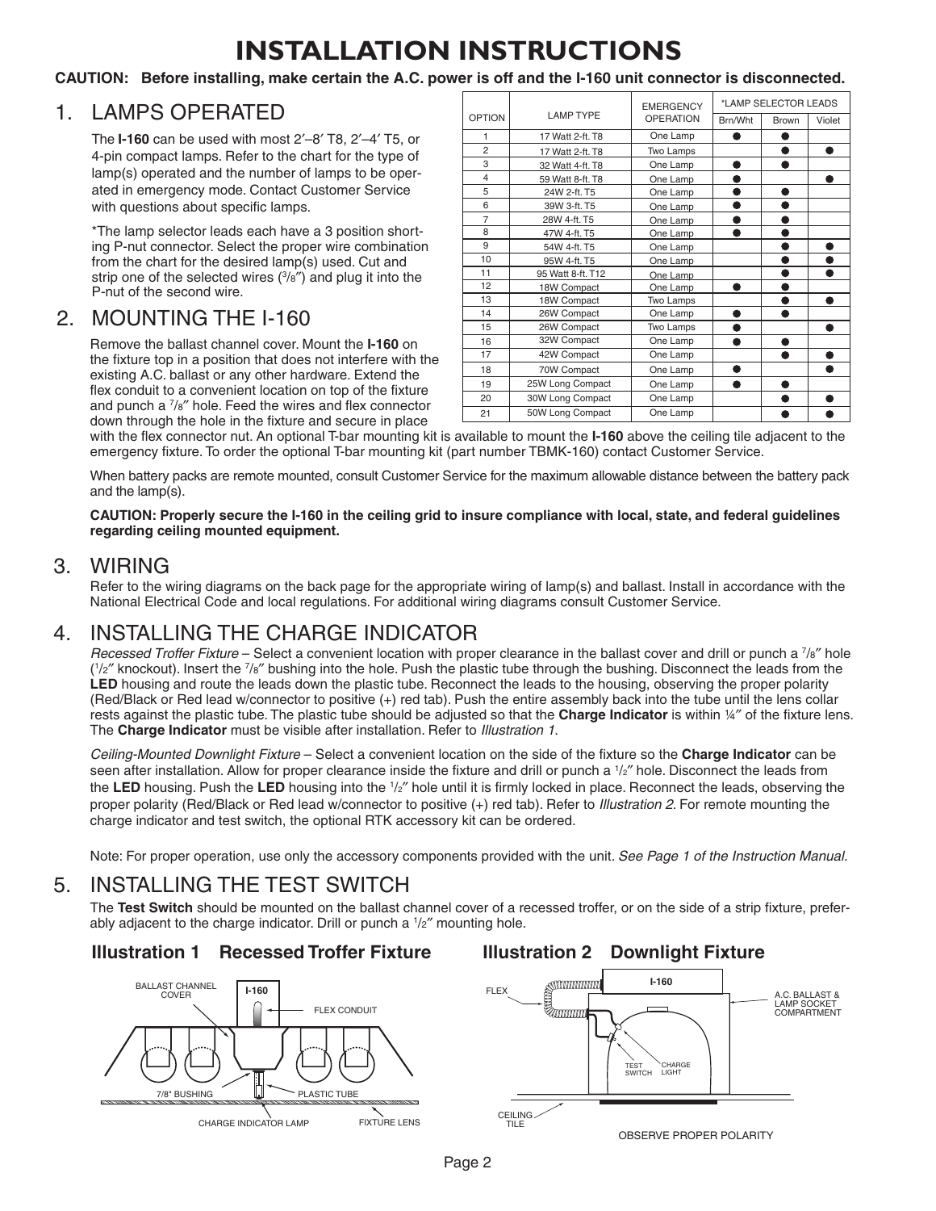# INSTALLATION INSTRUCTIONS

**CAUTION: Before installing, make certain the A.C. power is off and the I-160 unit connector is disconnected.**

## 1. LAMPS OPERATED

The **I-160** can be used with most 2′–8′ T8, 2′–4′ T5, or 4-pin compact lamps. Refer to the chart for the type of lamp(s) operated and the number of lamps to be operated in emergency mode. Contact Customer Service with questions about specific lamps.

*The lamp selector leads each have a 3 position shorting P-nut connector. Select the proper wire combination from the chart for the desired lamp(s) used. Cut and strip one of the selected wires (3/8″) and plug it into the P-nut of the second wire.

| OPTION | LAMP TYPE | EMERGENCY OPERATION | *LAMP SELECTOR LEADS | | |
|---|---|---|---|---|---|
| | | | Brn/Wht | Brown | Violet |
| 1 | 17 Watt 2-ft. T8 | One Lamp | ● | ● | |
| 2 | 17 Watt 2-ft. T8 | Two Lamps | | ● | ● |
| 3 | 32 Watt 4-ft. T8 | One Lamp | ● | ● | |
| 4 | 59 Watt 8-ft. T8 | One Lamp | ● | | ● |
| 5 | 24W 2-ft. T5 | One Lamp | ● | ● | |
| 6 | 39W 3-ft. T5 | One Lamp | ● | ● | |
| 7 | 28W 4-ft. T5 | One Lamp | ● | ● | |
| 8 | 47W 4-ft. T5 | One Lamp | ● | ● | |
| 9 | 54W 4-ft. T5 | One Lamp | | ● | ● |
| 10 | 95W 4-ft. T5 | One Lamp | | ● | ● |
| 11 | 95 Watt 8-ft. T12 | One Lamp | | ● | ● |
| 12 | 18W Compact | One Lamp | ● | ● | |
| 13 | 18W Compact | Two Lamps | | ● | ● |
| 14 | 26W Compact | One Lamp | ● | ● | |
| 15 | 26W Compact | Two Lamps | ● | | ● |
| 16 | 32W Compact | One Lamp | ● | ● | |
| 17 | 42W Compact | One Lamp | | ● | ● |
| 18 | 70W Compact | One Lamp | ● | | ● |
| 19 | 25W Long Compact | One Lamp | ● | ● | |
| 20 | 30W Long Compact | One Lamp | | ● | ● |
| 21 | 50W Long Compact | One Lamp | | ● | ● |

## 2. MOUNTING THE I-160

Remove the ballast channel cover. Mount the **I-160** on the fixture top in a position that does not interfere with the existing A.C. ballast or any other hardware. Extend the flex conduit to a convenient location on top of the fixture and punch a 7/8″ hole. Feed the wires and flex connector down through the hole in the fixture and secure in place with the flex connector nut. An optional T-bar mounting kit is available to mount the **I-160** above the ceiling tile adjacent to the emergency fixture. To order the optional T-bar mounting kit (part number TBMK-160) contact Customer Service.

When battery packs are remote mounted, consult Customer Service for the maximum allowable distance between the battery pack and the lamp(s).

**CAUTION: Properly secure the I-160 in the ceiling grid to insure compliance with local, state, and federal guidelines regarding ceiling mounted equipment.**

## 3. WIRING

Refer to the wiring diagrams on the back page for the appropriate wiring of lamp(s) and ballast. Install in accordance with the National Electrical Code and local regulations. For additional wiring diagrams consult Customer Service.

## 4. INSTALLING THE CHARGE INDICATOR

*Recessed Troffer Fixture* – Select a convenient location with proper clearance in the ballast cover and drill or punch a 7/8″ hole (1/2″ knockout). Insert the 7/8″ bushing into the hole. Push the plastic tube through the bushing. Disconnect the leads from the **LED** housing and route the leads down the plastic tube. Reconnect the leads to the housing, observing the proper polarity (Red/Black or Red lead w/connector to positive (+) red tab). Push the entire assembly back into the tube until the lens collar rests against the plastic tube. The plastic tube should be adjusted so that the **Charge Indicator** is within ¼″ of the fixture lens. The **Charge Indicator** must be visible after installation. Refer to *Illustration 1*.

*Ceiling-Mounted Downlight Fixture* – Select a convenient location on the side of the fixture so the **Charge Indicator** can be seen after installation. Allow for proper clearance inside the fixture and drill or punch a 1/2″ hole. Disconnect the leads from the **LED** housing. Push the **LED** housing into the 1/2″ hole until it is firmly locked in place. Reconnect the leads, observing the proper polarity (Red/Black or Red lead w/connector to positive (+) red tab). Refer to *Illustration 2*. For remote mounting the charge indicator and test switch, the optional RTK accessory kit can be ordered.

Note: For proper operation, use only the accessory components provided with the unit. *See Page 1 of the Instruction Manual.*

## 5. INSTALLING THE TEST SWITCH

The **Test Switch** should be mounted on the ballast channel cover of a recessed troffer, or on the side of a strip fixture, preferably adjacent to the charge indicator. Drill or punch a 1/2″ mounting hole.

**Illustration 1 Recessed Troffer Fixture**

BALLAST CHANNEL COVER, I-160, FLEX CONDUIT, 7/8" BUSHING, PLASTIC TUBE, CHARGE INDICATOR LAMP, FIXTURE LENS

**Illustration 2 Downlight Fixture**

FLEX, I-160, A.C. BALLAST & LAMP SOCKET COMPARTMENT, TEST SWITCH, CHARGE LIGHT, CEILING TILE

OBSERVE PROPER POLARITY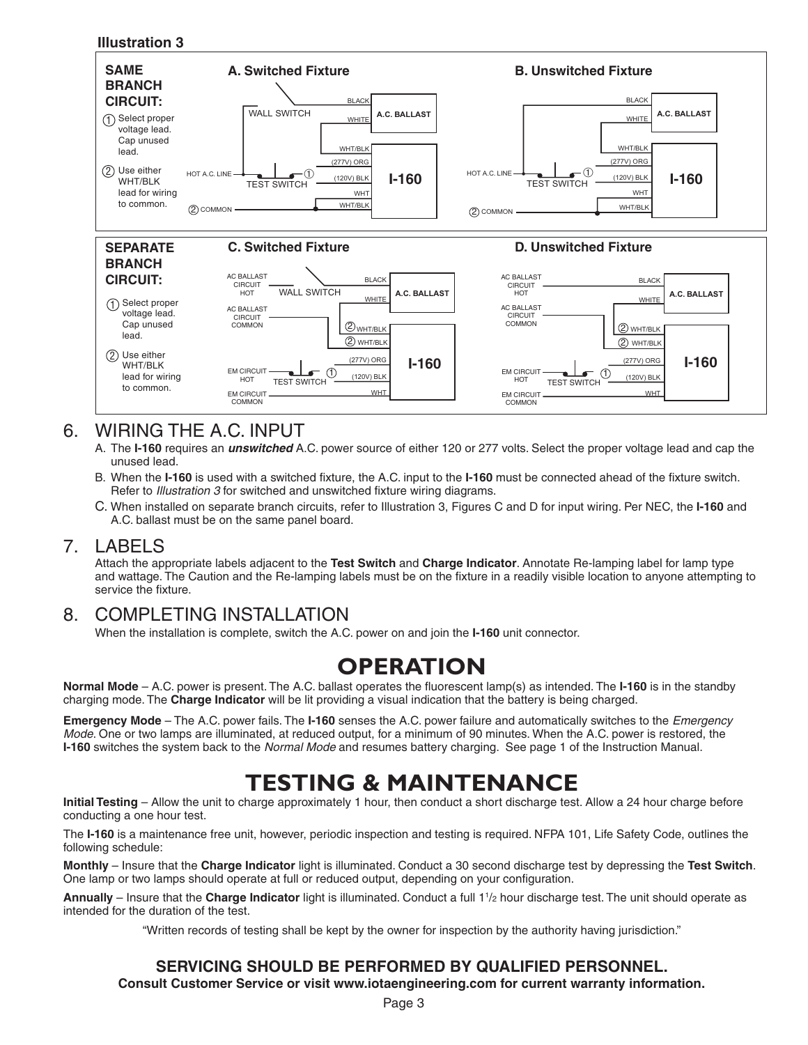**Illustration 3**

**SAME BRANCH CIRCUIT:**

1. Select proper voltage lead. Cap unused lead.
2. Use either WHT/BLK lead for wiring to common.

**A. Switched Fixture**

WALL SWITCH, BLACK, WHITE, A.C. BALLAST, WHT/BLK, (277V) ORG, (120V) BLK, WHT, WHT/BLK, I-160, HOT A.C. LINE, TEST SWITCH, COMMON

**B. Unswitched Fixture**

BLACK, WHITE, A.C. BALLAST, WHT/BLK, (277V) ORG, (120V) BLK, WHT, WHT/BLK, I-160, HOT A.C. LINE, TEST SWITCH, COMMON

**SEPARATE BRANCH CIRCUIT:**

1. Select proper voltage lead. Cap unused lead.
2. Use either WHT/BLK lead for wiring to common.

**C. Switched Fixture**

AC BALLAST CIRCUIT HOT, AC BALLAST CIRCUIT COMMON, WALL SWITCH, BLACK, WHITE, A.C. BALLAST, WHT/BLK, WHT/BLK, (277V) ORG, (120V) BLK, WHT, I-160, EM CIRCUIT HOT, TEST SWITCH, EM CIRCUIT COMMON

**D. Unswitched Fixture**

AC BALLAST CIRCUIT HOT, AC BALLAST CIRCUIT COMMON, BLACK, WHITE, A.C. BALLAST, WHT/BLK, WHT/BLK, (277V) ORG, (120V) BLK, WHT, I-160, EM CIRCUIT HOT, TEST SWITCH, EM CIRCUIT COMMON

## 6. WIRING THE A.C. INPUT

A. The **I-160** requires an ***unswitched*** A.C. power source of either 120 or 277 volts. Select the proper voltage lead and cap the unused lead.

B. When the **I-160** is used with a switched fixture, the A.C. input to the **I-160** must be connected ahead of the fixture switch. Refer to *Illustration 3* for switched and unswitched fixture wiring diagrams.

C. When installed on separate branch circuits, refer to Illustration 3, Figures C and D for input wiring. Per NEC, the **I-160** and A.C. ballast must be on the same panel board.

## 7. LABELS

Attach the appropriate labels adjacent to the **Test Switch** and **Charge Indicator**. Annotate Re-lamping label for lamp type and wattage. The Caution and the Re-lamping labels must be on the fixture in a readily visible location to anyone attempting to service the fixture.

## 8. COMPLETING INSTALLATION

When the installation is complete, switch the A.C. power on and join the **I-160** unit connector.

# OPERATION

**Normal Mode** – A.C. power is present. The A.C. ballast operates the fluorescent lamp(s) as intended. The **I-160** is in the standby charging mode. The **Charge Indicator** will be lit providing a visual indication that the battery is being charged.

**Emergency Mode** – The A.C. power fails. The **I-160** senses the A.C. power failure and automatically switches to the *Emergency Mode*. One or two lamps are illuminated, at reduced output, for a minimum of 90 minutes. When the A.C. power is restored, the **I-160** switches the system back to the *Normal Mode* and resumes battery charging. See page 1 of the Instruction Manual.

# TESTING & MAINTENANCE

**Initial Testing** – Allow the unit to charge approximately 1 hour, then conduct a short discharge test. Allow a 24 hour charge before conducting a one hour test.

The **I-160** is a maintenance free unit, however, periodic inspection and testing is required. NFPA 101, Life Safety Code, outlines the following schedule:

**Monthly** – Insure that the **Charge Indicator** light is illuminated. Conduct a 30 second discharge test by depressing the **Test Switch**. One lamp or two lamps should operate at full or reduced output, depending on your configuration.

**Annually** – Insure that the **Charge Indicator** light is illuminated. Conduct a full 1 1/2 hour discharge test. The unit should operate as intended for the duration of the test.

"Written records of testing shall be kept by the owner for inspection by the authority having jurisdiction."

**SERVICING SHOULD BE PERFORMED BY QUALIFIED PERSONNEL.**
**Consult Customer Service or visit www.iotaengineering.com for current warranty information.**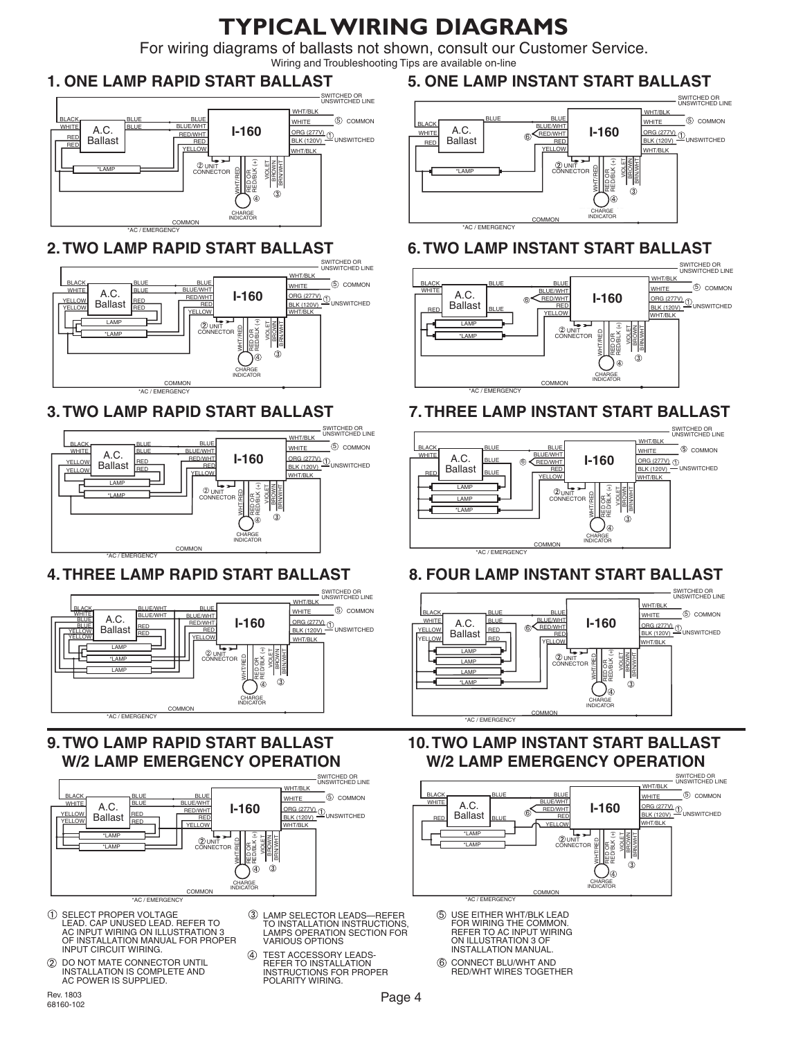# TYPICAL WIRING DIAGRAMS

For wiring diagrams of ballasts not shown, consult our Customer Service.

Wiring and Troubleshooting Tips are available on-line

## 1. ONE LAMP RAPID START BALLAST

## 2. TWO LAMP RAPID START BALLAST

## 3. TWO LAMP RAPID START BALLAST

## 4. THREE LAMP RAPID START BALLAST

## 5. ONE LAMP INSTANT START BALLAST

## 6. TWO LAMP INSTANT START BALLAST

## 7. THREE LAMP INSTANT START BALLAST

## 8. FOUR LAMP INSTANT START BALLAST

## 9. TWO LAMP RAPID START BALLAST W/2 LAMP EMERGENCY OPERATION

## 10. TWO LAMP INSTANT START BALLAST W/2 LAMP EMERGENCY OPERATION

① SELECT PROPER VOLTAGE LEAD. CAP UNUSED LEAD. REFER TO AC INPUT WIRING ON ILLUSTRATION 3 OF INSTALLATION MANUAL FOR PROPER INPUT CIRCUIT WIRING.

② DO NOT MATE CONNECTOR UNTIL INSTALLATION IS COMPLETE AND AC POWER IS SUPPLIED.

③ LAMP SELECTOR LEADS—REFER TO INSTALLATION INSTRUCTIONS, LAMPS OPERATION SECTION FOR VARIOUS OPTIONS

④ TEST ACCESSORY LEADS-REFER TO INSTALLATION INSTRUCTIONS FOR PROPER POLARITY WIRING.

⑤ USE EITHER WHT/BLK LEAD FOR WIRING THE COMMON. REFER TO AC INPUT WIRING ON ILLUSTRATION 3 OF INSTALLATION MANUAL.

⑥ CONNECT BLU/WHT AND RED/WHT WIRES TOGETHER

Rev. 1803
68160-102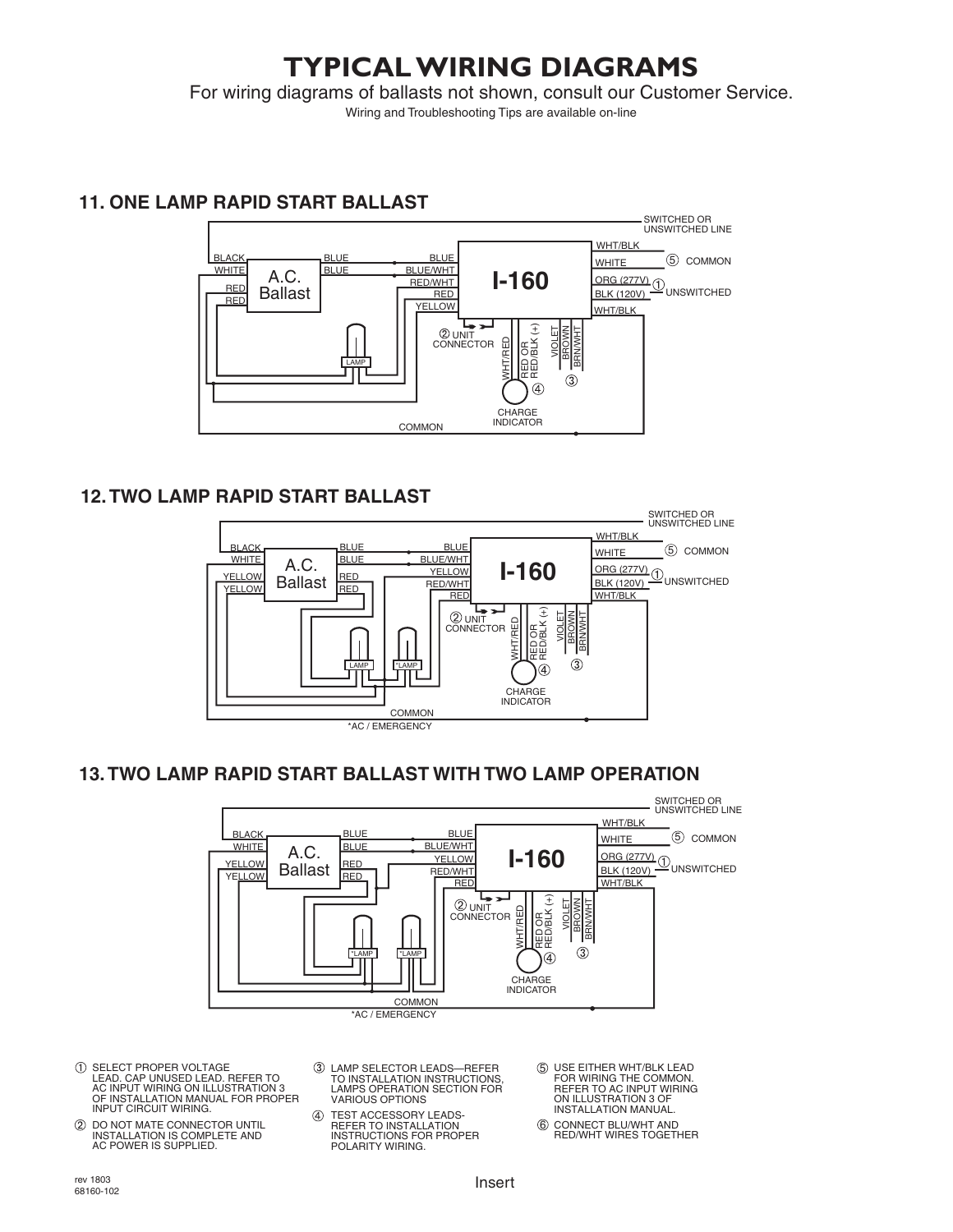# TYPICAL WIRING DIAGRAMS

For wiring diagrams of ballasts not shown, consult our Customer Service.

Wiring and Troubleshooting Tips are available on-line

## 11. ONE LAMP RAPID START BALLAST

SWITCHED OR UNSWITCHED LINE
BLACK
WHITE
RED
RED
A.C. Ballast
BLUE
BLUE
BLUE
BLUE/WHT
RED/WHT
RED
YELLOW
I-160
WHT/BLK
WHITE ⑤ COMMON
ORG (277V) ①
BLK (120V) UNSWITCHED
WHT/BLK
LAMP
② UNIT CONNECTOR
WHT/RED
RED OR RED/BLK (+)
VIOLET
BROWN
BRN/WHT
④
③
CHARGE INDICATOR
COMMON

## 12. TWO LAMP RAPID START BALLAST

SWITCHED OR UNSWITCHED LINE
BLACK
WHITE
YELLOW
YELLOW
A.C. Ballast
BLUE
BLUE
RED
RED
BLUE
BLUE/WHT
YELLOW
RED/WHT
RED
I-160
WHT/BLK
WHITE ⑤ COMMON
ORG (277V) ①
BLK (120V) UNSWITCHED
WHT/BLK
LAMP
*LAMP
② UNIT CONNECTOR
WHT/RED
RED OR RED/BLK (+)
VIOLET
BROWN
BRN/WHT
④
③
CHARGE INDICATOR
COMMON
*AC / EMERGENCY

## 13. TWO LAMP RAPID START BALLAST WITH TWO LAMP OPERATION

SWITCHED OR UNSWITCHED LINE
BLACK
WHITE
YELLOW
YELLOW
A.C. Ballast
BLUE
BLUE
RED
RED
BLUE
BLUE/WHT
YELLOW
RED/WHT
RED
I-160
WHT/BLK
WHITE ⑤ COMMON
ORG (277V) ①
BLK (120V) UNSWITCHED
WHT/BLK
*LAMP
*LAMP
② UNIT CONNECTOR
WHT/RED
RED OR RED/BLK (+)
VIOLET
BROWN
BRN/WHT
④
③
CHARGE INDICATOR
COMMON
*AC / EMERGENCY

① SELECT PROPER VOLTAGE LEAD. CAP UNUSED LEAD. REFER TO AC INPUT WIRING ON ILLUSTRATION 3 OF INSTALLATION MANUAL FOR PROPER INPUT CIRCUIT WIRING.

② DO NOT MATE CONNECTOR UNTIL INSTALLATION IS COMPLETE AND AC POWER IS SUPPLIED.

③ LAMP SELECTOR LEADS—REFER TO INSTALLATION INSTRUCTIONS, LAMPS OPERATION SECTION FOR VARIOUS OPTIONS

④ TEST ACCESSORY LEADS-REFER TO INSTALLATION INSTRUCTIONS FOR PROPER POLARITY WIRING.

⑤ USE EITHER WHT/BLK LEAD FOR WIRING THE COMMON. REFER TO AC INPUT WIRING ON ILLUSTRATION 3 OF INSTALLATION MANUAL.

⑥ CONNECT BLU/WHT AND RED/WHT WIRES TOGETHER

rev 1803
68160-102

Insert